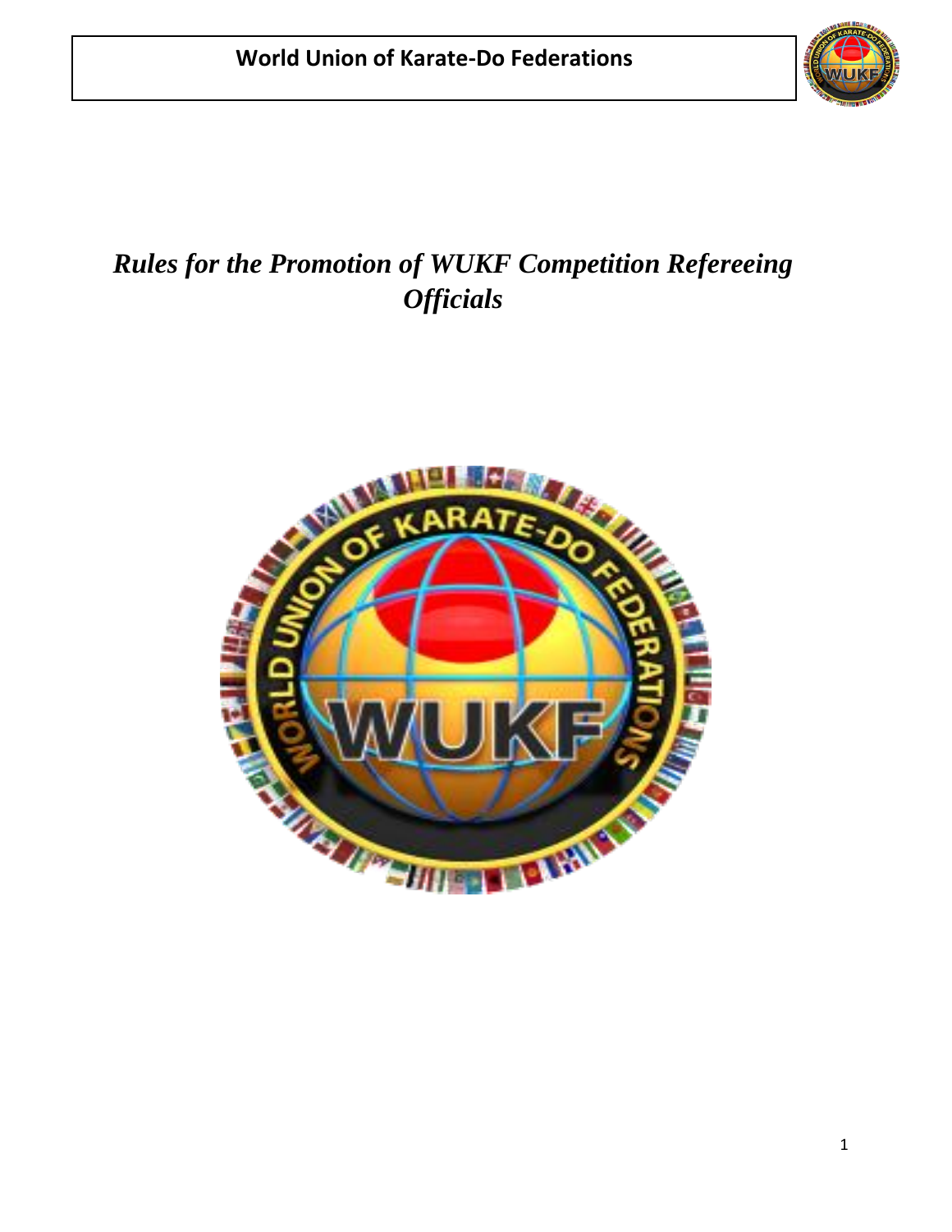**World Union of Karate-Do Federations**

# *Rules for the Promotion of WUKF Competition Refereeing Officials*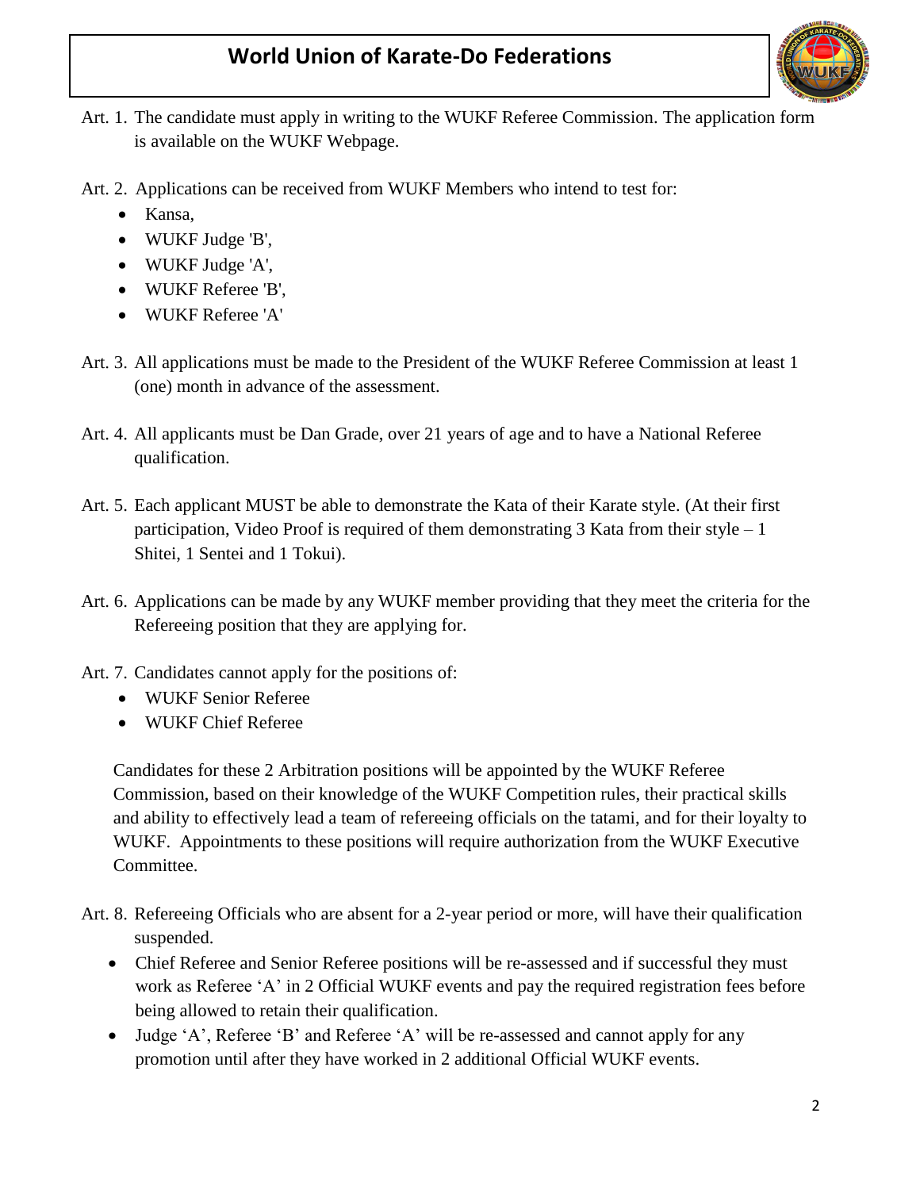Art. 1. The candidate must apply in writing to the WUKF Referee Commission. The application form is available on the WUKF Webpage.

Art. 2. Applications can be received from WUKF Members who intend to test for:

- Kansa,
- WUKF Judge 'B',
- WUKF Judge 'A',
- WUKF Referee 'B',
- WUKF Referee 'A'

Art. 3. All applications must be made to the President of the WUKF Referee Commission at least 1 (one) month in advance of the assessment.

Art. 4. All applicants must be Dan Grade, over 21 years of age and to have a National Referee qualification.

Art. 5. Each applicant MUST be able to demonstrate the Kata of their Karate style. (At their first participation, Video Proof is required of them demonstrating 3 Kata from their style – 1 Shitei, 1 Sentei and 1 Tokui).

Art. 6. Applications can be made by any WUKF member providing that they meet the criteria for the Refereeing position that they are applying for.

Art. 7. Candidates cannot apply for the positions of:

- WUKF Senior Referee
- WUKF Chief Referee

Candidates for these 2 Arbitration positions will be appointed by the WUKF Referee Commission, based on their knowledge of the WUKF Competition rules, their practical skills and ability to effectively lead a team of refereeing officials on the tatami, and for their loyalty to WUKF. Appointments to these positions will require authorization from the WUKF Executive Committee.

Art. 8. Refereeing Officials who are absent for a 2-year period or more, will have their qualification suspended.

- Chief Referee and Senior Referee positions will be re-assessed and if successful they must work as Referee 'A' in 2 Official WUKF events and pay the required registration fees before being allowed to retain their qualification.
- Judge 'A', Referee 'B' and Referee 'A' will be re-assessed and cannot apply for any promotion until after they have worked in 2 additional Official WUKF events.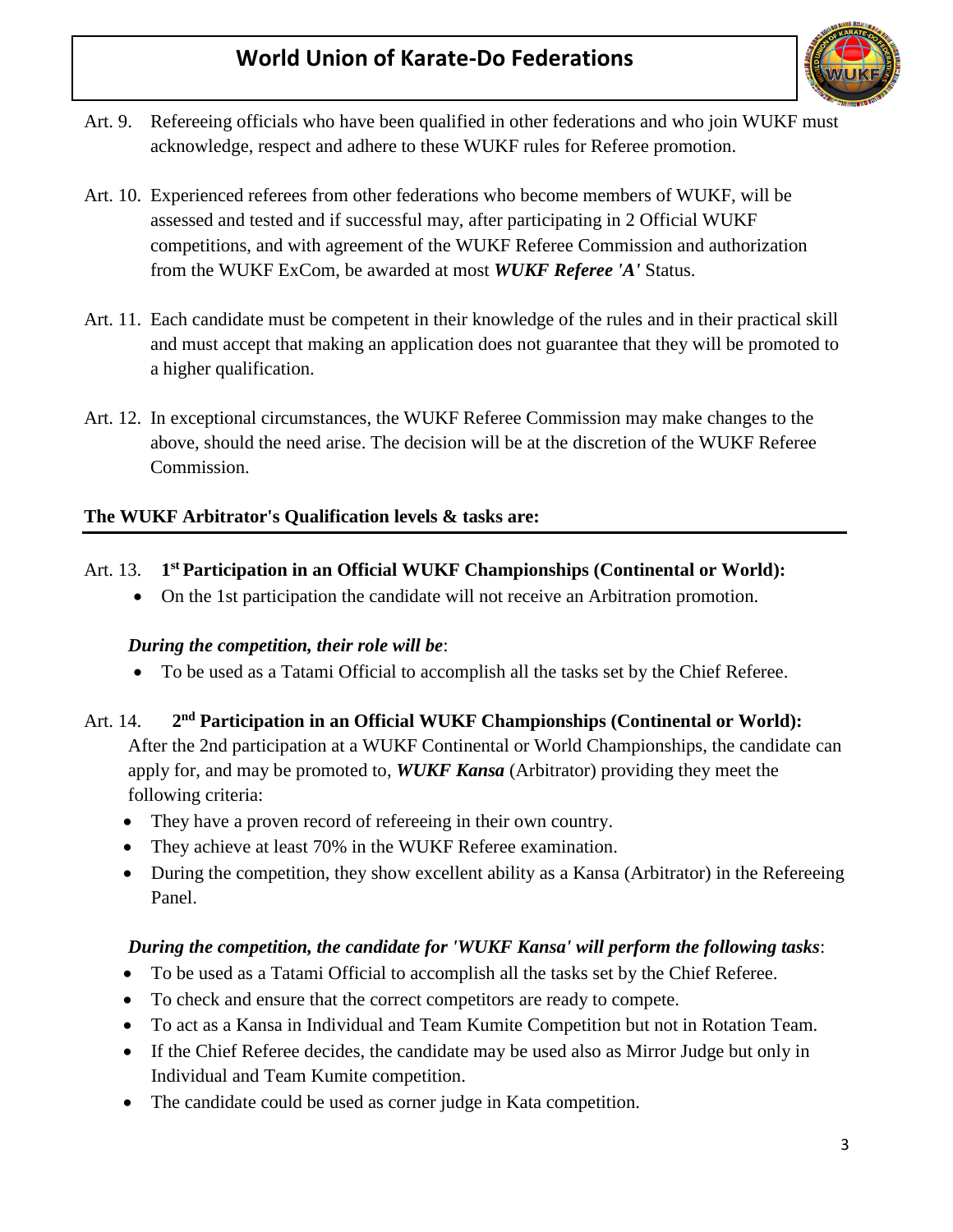Art. 9. Refereeing officials who have been qualified in other federations and who join WUKF must acknowledge, respect and adhere to these WUKF rules for Referee promotion.

Art. 10. Experienced referees from other federations who become members of WUKF, will be assessed and tested and if successful may, after participating in 2 Official WUKF competitions, and with agreement of the WUKF Referee Commission and authorization from the WUKF ExCom, be awarded at most ***WUKF Referee 'A'*** Status.

Art. 11. Each candidate must be competent in their knowledge of the rules and in their practical skill and must accept that making an application does not guarantee that they will be promoted to a higher qualification.

Art. 12. In exceptional circumstances, the WUKF Referee Commission may make changes to the above, should the need arise. The decision will be at the discretion of the WUKF Referee Commission.

**The WUKF Arbitrator's Qualification levels & tasks are:**

Art. 13. **1st Participation in an Official WUKF Championships (Continental or World):**

- On the 1st participation the candidate will not receive an Arbitration promotion.

***During the competition, their role will be***:

- To be used as a Tatami Official to accomplish all the tasks set by the Chief Referee.

Art. 14. **2nd Participation in an Official WUKF Championships (Continental or World):**
After the 2nd participation at a WUKF Continental or World Championships, the candidate can apply for, and may be promoted to, ***WUKF Kansa*** (Arbitrator) providing they meet the following criteria:

- They have a proven record of refereeing in their own country.
- They achieve at least 70% in the WUKF Referee examination.
- During the competition, they show excellent ability as a Kansa (Arbitrator) in the Refereeing Panel.

***During the competition, the candidate for 'WUKF Kansa' will perform the following tasks***:

- To be used as a Tatami Official to accomplish all the tasks set by the Chief Referee.
- To check and ensure that the correct competitors are ready to compete.
- To act as a Kansa in Individual and Team Kumite Competition but not in Rotation Team.
- If the Chief Referee decides, the candidate may be used also as Mirror Judge but only in Individual and Team Kumite competition.
- The candidate could be used as corner judge in Kata competition.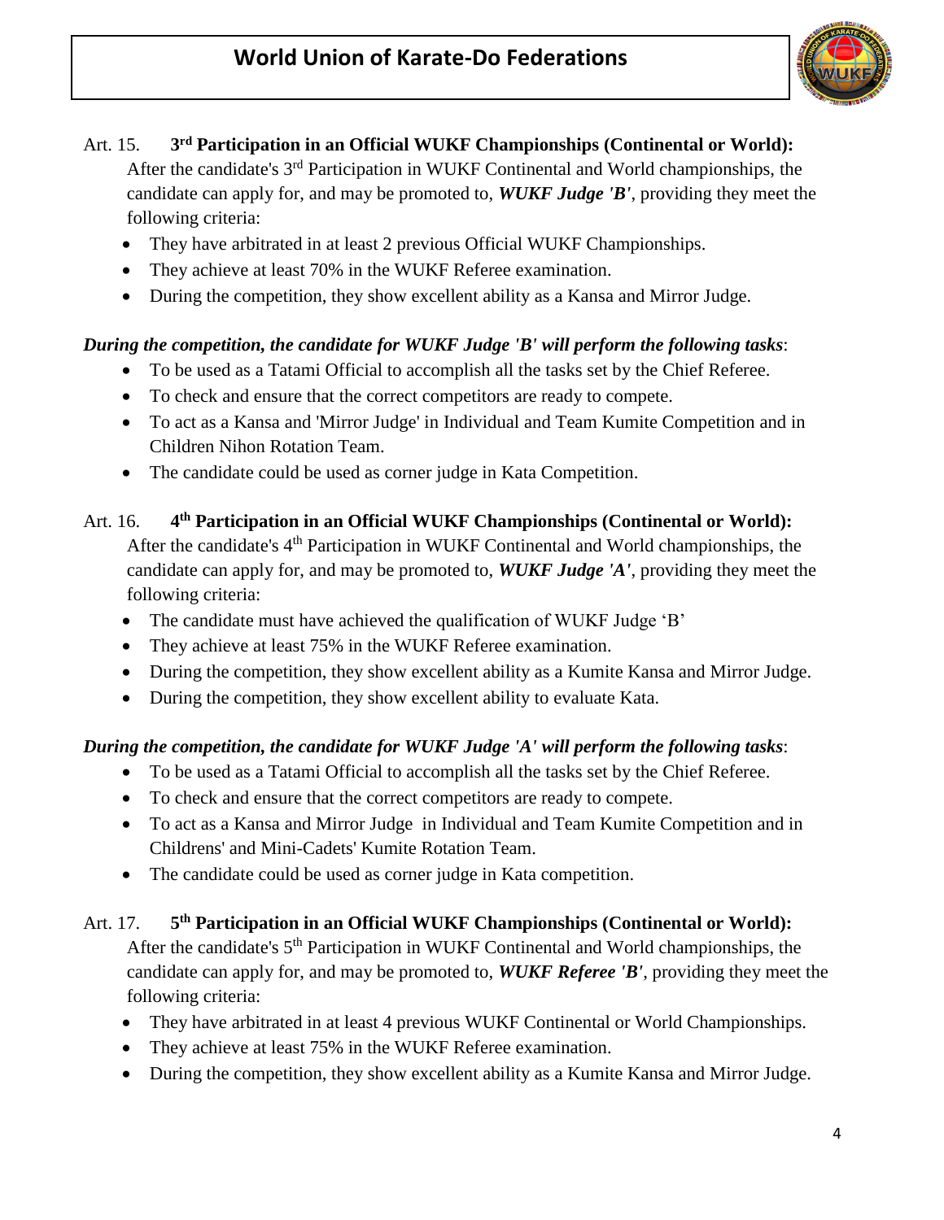Art. 15. **3rd Participation in an Official WUKF Championships (Continental or World):**

After the candidate's 3rd Participation in WUKF Continental and World championships, the candidate can apply for, and may be promoted to, ***WUKF Judge 'B'***, providing they meet the following criteria:

- They have arbitrated in at least 2 previous Official WUKF Championships.
- They achieve at least 70% in the WUKF Referee examination.
- During the competition, they show excellent ability as a Kansa and Mirror Judge.

***During the competition, the candidate for WUKF Judge 'B' will perform the following tasks***:

- To be used as a Tatami Official to accomplish all the tasks set by the Chief Referee.
- To check and ensure that the correct competitors are ready to compete.
- To act as a Kansa and 'Mirror Judge' in Individual and Team Kumite Competition and in Children Nihon Rotation Team.
- The candidate could be used as corner judge in Kata Competition.

Art. 16. **4th Participation in an Official WUKF Championships (Continental or World):**

After the candidate's 4th Participation in WUKF Continental and World championships, the candidate can apply for, and may be promoted to, ***WUKF Judge 'A'***, providing they meet the following criteria:

- The candidate must have achieved the qualification of WUKF Judge 'B'
- They achieve at least 75% in the WUKF Referee examination.
- During the competition, they show excellent ability as a Kumite Kansa and Mirror Judge.
- During the competition, they show excellent ability to evaluate Kata.

***During the competition, the candidate for WUKF Judge 'A' will perform the following tasks***:

- To be used as a Tatami Official to accomplish all the tasks set by the Chief Referee.
- To check and ensure that the correct competitors are ready to compete.
- To act as a Kansa and Mirror Judge in Individual and Team Kumite Competition and in Childrens' and Mini-Cadets' Kumite Rotation Team.
- The candidate could be used as corner judge in Kata competition.

Art. 17. **5th Participation in an Official WUKF Championships (Continental or World):**

After the candidate's 5th Participation in WUKF Continental and World championships, the candidate can apply for, and may be promoted to, ***WUKF Referee 'B'***, providing they meet the following criteria:

- They have arbitrated in at least 4 previous WUKF Continental or World Championships.
- They achieve at least 75% in the WUKF Referee examination.
- During the competition, they show excellent ability as a Kumite Kansa and Mirror Judge.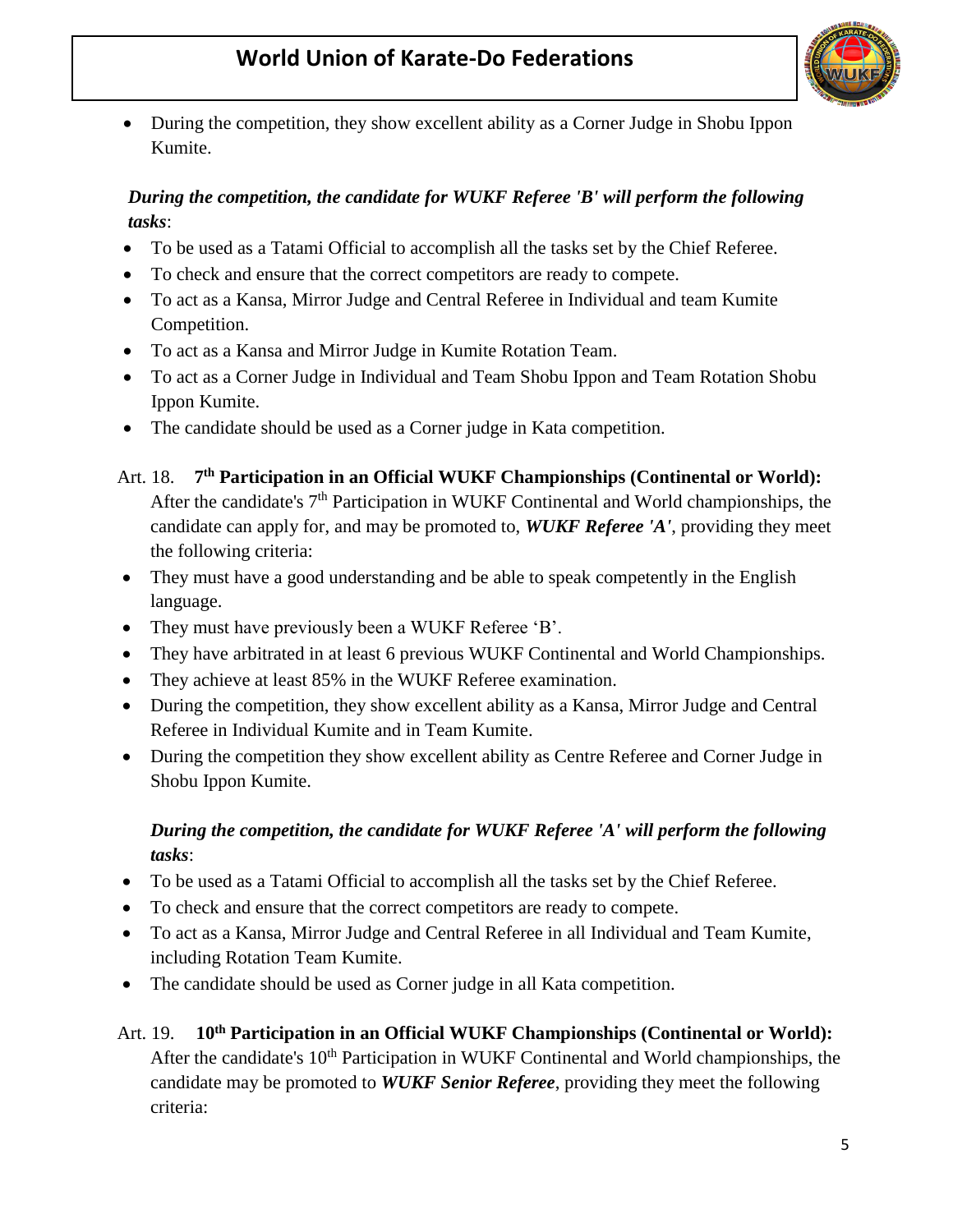- During the competition, they show excellent ability as a Corner Judge in Shobu Ippon Kumite.

***During the competition, the candidate for WUKF Referee 'B' will perform the following tasks***:

- To be used as a Tatami Official to accomplish all the tasks set by the Chief Referee.
- To check and ensure that the correct competitors are ready to compete.
- To act as a Kansa, Mirror Judge and Central Referee in Individual and team Kumite Competition.
- To act as a Kansa and Mirror Judge in Kumite Rotation Team.
- To act as a Corner Judge in Individual and Team Shobu Ippon and Team Rotation Shobu Ippon Kumite.
- The candidate should be used as a Corner judge in Kata competition.

Art. 18. **7th Participation in an Official WUKF Championships (Continental or World):** After the candidate's 7th Participation in WUKF Continental and World championships, the candidate can apply for, and may be promoted to, ***WUKF Referee 'A'***, providing they meet the following criteria:

- They must have a good understanding and be able to speak competently in the English language.
- They must have previously been a WUKF Referee 'B'.
- They have arbitrated in at least 6 previous WUKF Continental and World Championships.
- They achieve at least 85% in the WUKF Referee examination.
- During the competition, they show excellent ability as a Kansa, Mirror Judge and Central Referee in Individual Kumite and in Team Kumite.
- During the competition they show excellent ability as Centre Referee and Corner Judge in Shobu Ippon Kumite.

***During the competition, the candidate for WUKF Referee 'A' will perform the following tasks***:

- To be used as a Tatami Official to accomplish all the tasks set by the Chief Referee.
- To check and ensure that the correct competitors are ready to compete.
- To act as a Kansa, Mirror Judge and Central Referee in all Individual and Team Kumite, including Rotation Team Kumite.
- The candidate should be used as Corner judge in all Kata competition.

Art. 19. **10th Participation in an Official WUKF Championships (Continental or World):** After the candidate's 10th Participation in WUKF Continental and World championships, the candidate may be promoted to ***WUKF Senior Referee***, providing they meet the following criteria: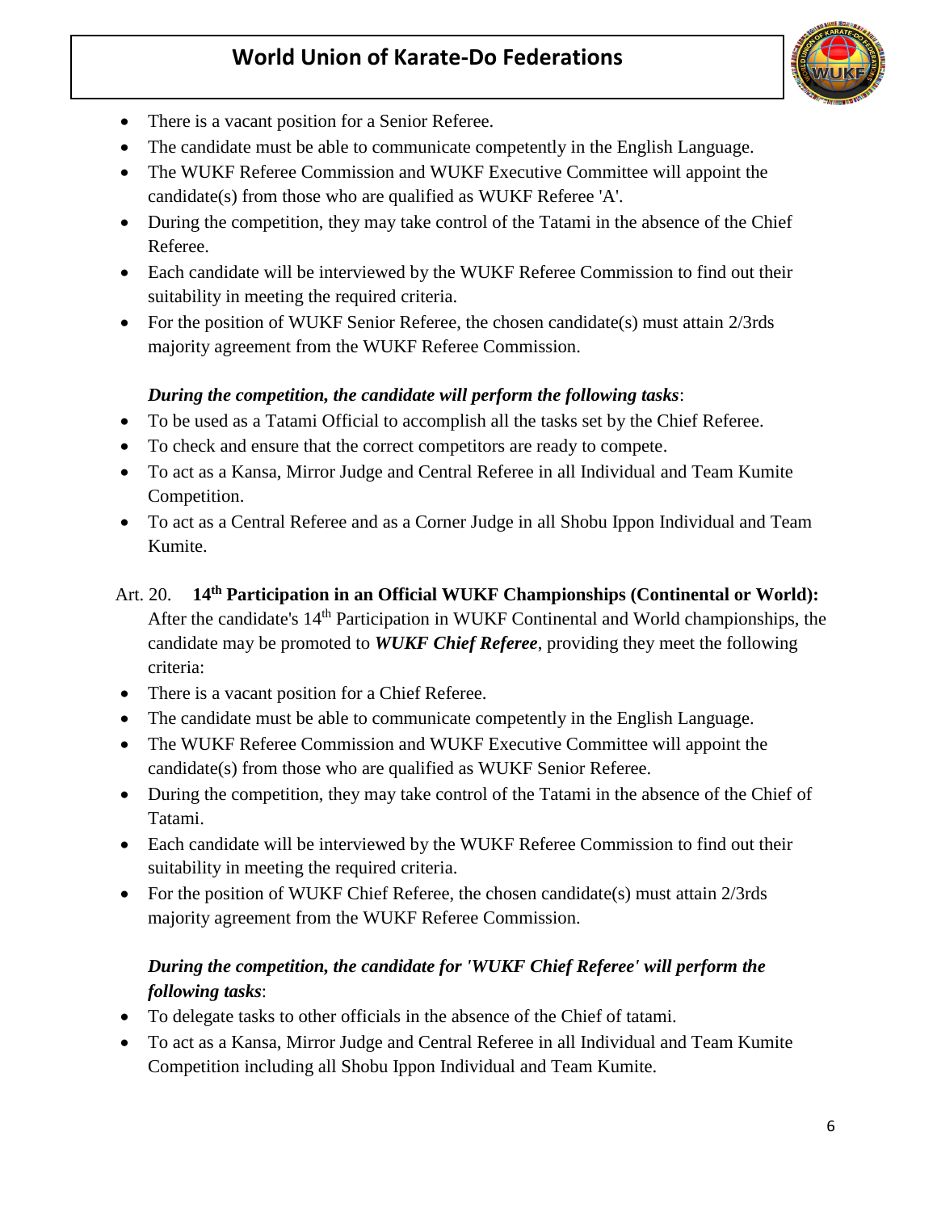- There is a vacant position for a Senior Referee.
- The candidate must be able to communicate competently in the English Language.
- The WUKF Referee Commission and WUKF Executive Committee will appoint the candidate(s) from those who are qualified as WUKF Referee 'A'.
- During the competition, they may take control of the Tatami in the absence of the Chief Referee.
- Each candidate will be interviewed by the WUKF Referee Commission to find out their suitability in meeting the required criteria.
- For the position of WUKF Senior Referee, the chosen candidate(s) must attain 2/3rds majority agreement from the WUKF Referee Commission.

***During the competition, the candidate will perform the following tasks***:

- To be used as a Tatami Official to accomplish all the tasks set by the Chief Referee.
- To check and ensure that the correct competitors are ready to compete.
- To act as a Kansa, Mirror Judge and Central Referee in all Individual and Team Kumite Competition.
- To act as a Central Referee and as a Corner Judge in all Shobu Ippon Individual and Team Kumite.

Art. 20. **14th Participation in an Official WUKF Championships (Continental or World):**
After the candidate's 14th Participation in WUKF Continental and World championships, the candidate may be promoted to ***WUKF Chief Referee***, providing they meet the following criteria:

- There is a vacant position for a Chief Referee.
- The candidate must be able to communicate competently in the English Language.
- The WUKF Referee Commission and WUKF Executive Committee will appoint the candidate(s) from those who are qualified as WUKF Senior Referee.
- During the competition, they may take control of the Tatami in the absence of the Chief of Tatami.
- Each candidate will be interviewed by the WUKF Referee Commission to find out their suitability in meeting the required criteria.
- For the position of WUKF Chief Referee, the chosen candidate(s) must attain 2/3rds majority agreement from the WUKF Referee Commission.

***During the competition, the candidate for 'WUKF Chief Referee' will perform the following tasks***:

- To delegate tasks to other officials in the absence of the Chief of tatami.
- To act as a Kansa, Mirror Judge and Central Referee in all Individual and Team Kumite Competition including all Shobu Ippon Individual and Team Kumite.